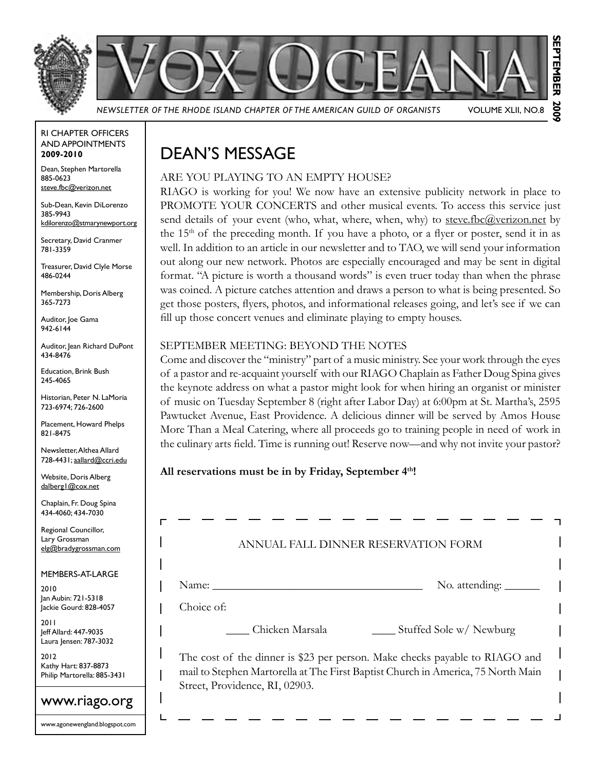# VOX OCEANA

*NEWSLETTER OF THE RHODE ISLAND CHAPTER OF THE AMERICAN GUILD OF ORGANISTS* VOLUME XLII, NO.8

**SEPTEMBER 2009**

RI CHAPTER OFFICERS AND APPOINTMENTS **2009-2010**

Dean, Stephen Martorella
885-0623
steve.fbc@verizon.net

Sub-Dean, Kevin DiLorenzo
385-9943
kdilorenzo@stmarynewport.org

Secretary, David Cranmer
781-3359

Treasurer, David Clyle Morse
486-0244

Membership, Doris Alberg
365-7273

Auditor, Joe Gama
942-6144

Auditor, Jean Richard DuPont
434-8476

Education, Brink Bush
245-4065

Historian, Peter N. LaMoria
723-6974; 726-2600

Placement, Howard Phelps
821-8475

Newsletter, Althea Allard
728-4431; aallard@ccri.edu

Website, Doris Alberg
dalberg1@cox.net

Chaplain, Fr. Doug Spina
434-4060; 434-7030

Regional Councillor,
Lary Grossman
elg@bradygrossman.com

MEMBERS-AT-LARGE

2010
Jan Aubin: 721-5318
Jackie Gourd: 828-4057

2011
Jeff Allard: 447-9035
Laura Jensen: 787-3032

2012
Kathy Hart: 837-8873
Philip Martorella: 885-3431

www.riago.org

www.agonewengland.blogspot.com

## DEAN'S MESSAGE

### ARE YOU PLAYING TO AN EMPTY HOUSE?

RIAGO is working for you! We now have an extensive publicity network in place to PROMOTE YOUR CONCERTS and other musical events. To access this service just send details of your event (who, what, where, when, why) to steve.fbc@verizon.net by the 15th of the preceding month. If you have a photo, or a flyer or poster, send it in as well. In addition to an article in our newsletter and to TAO, we will send your information out along our new network. Photos are especially encouraged and may be sent in digital format. "A picture is worth a thousand words" is even truer today than when the phrase was coined. A picture catches attention and draws a person to what is being presented. So get those posters, flyers, photos, and informational releases going, and let's see if we can fill up those concert venues and eliminate playing to empty houses.

### SEPTEMBER MEETING: BEYOND THE NOTES

Come and discover the "ministry" part of a music ministry. See your work through the eyes of a pastor and re-acquaint yourself with our RIAGO Chaplain as Father Doug Spina gives the keynote address on what a pastor might look for when hiring an organist or minister of music on Tuesday September 8 (right after Labor Day) at 6:00pm at St. Martha's, 2595 Pawtucket Avenue, East Providence. A delicious dinner will be served by Amos House More Than a Meal Catering, where all proceeds go to training people in need of work in the culinary arts field. Time is running out! Reserve now—and why not invite your pastor?

**All reservations must be in by Friday, September 4th!**

---

ANNUAL FALL DINNER RESERVATION FORM

Name: ___________________________________ No. attending: ______

Choice of:

____ Chicken Marsala ____ Stuffed Sole w/ Newburg

The cost of the dinner is $23 per person. Make checks payable to RIAGO and mail to Stephen Martorella at The First Baptist Church in America, 75 North Main Street, Providence, RI, 02903.

---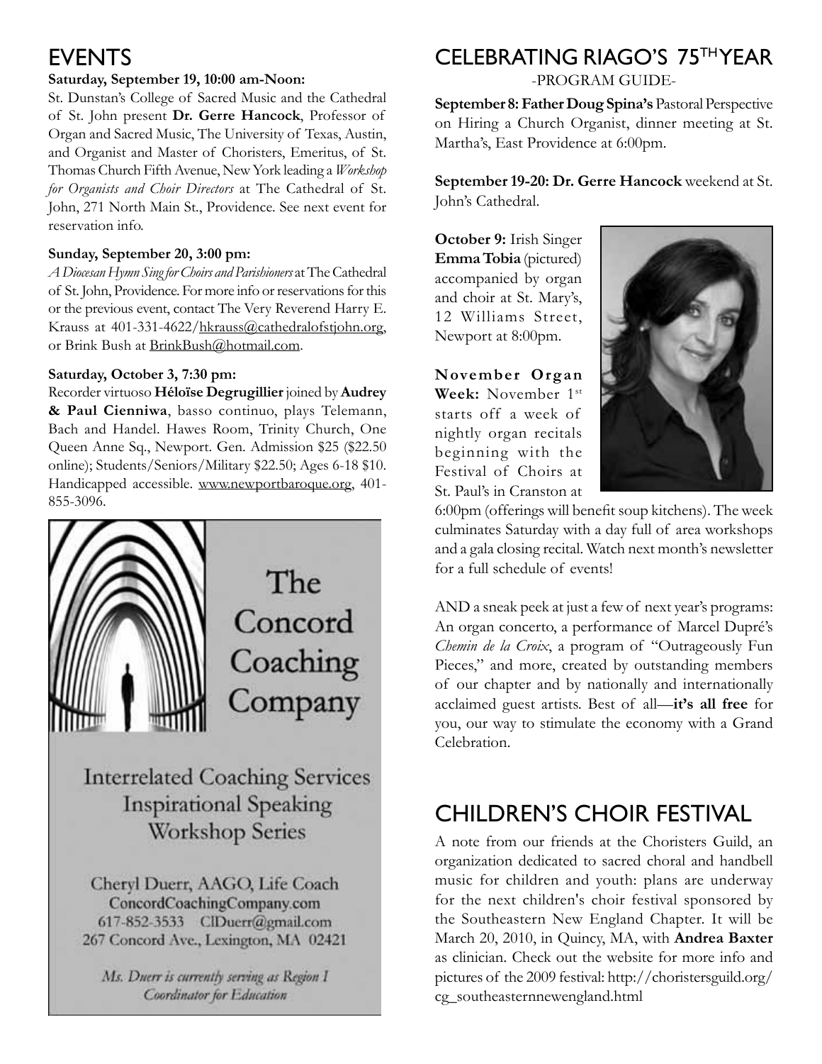## EVENTS

**Saturday, September 19, 10:00 am-Noon:**

St. Dunstan's College of Sacred Music and the Cathedral of St. John present **Dr. Gerre Hancock**, Professor of Organ and Sacred Music, The University of Texas, Austin, and Organist and Master of Choristers, Emeritus, of St. Thomas Church Fifth Avenue, New York leading a *Workshop for Organists and Choir Directors* at The Cathedral of St. John, 271 North Main St., Providence. See next event for reservation info.

**Sunday, September 20, 3:00 pm:**

*A Diocesan Hymn Sing for Choirs and Parishioners* at The Cathedral of St. John, Providence. For more info or reservations for this or the previous event, contact The Very Reverend Harry E. Krauss at 401-331-4622/hkrauss@cathedralofstjohn.org, or Brink Bush at BrinkBush@hotmail.com.

**Saturday, October 3, 7:30 pm:**

Recorder virtuoso **Héloïse Degrugillier** joined by **Audrey & Paul Cienniwa**, basso continuo, plays Telemann, Bach and Handel. Hawes Room, Trinity Church, One Queen Anne Sq., Newport. Gen. Admission $25 ($22.50 online); Students/Seniors/Military $22.50; Ages 6-18 $10. Handicapped accessible. www.newportbaroque.org, 401-855-3096.

The Concord Coaching Company

Interrelated Coaching Services
Inspirational Speaking
Workshop Series

Cheryl Duerr, AAGO, Life Coach
ConcordCoachingCompany.com
617-852-3533 ClDuerr@gmail.com
267 Concord Ave., Lexington, MA 02421

*Ms. Duerr is currently serving as Region I Coordinator for Education*

## CELEBRATING RIAGO'S 75TH YEAR

-PROGRAM GUIDE-

**September 8: Father Doug Spina's** Pastoral Perspective on Hiring a Church Organist, dinner meeting at St. Martha's, East Providence at 6:00pm.

**September 19-20: Dr. Gerre Hancock** weekend at St. John's Cathedral.

**October 9:** Irish Singer **Emma Tobia** (pictured) accompanied by organ and choir at St. Mary's, 12 Williams Street, Newport at 8:00pm.

**November Organ Week:** November 1st starts off a week of nightly organ recitals beginning with the Festival of Choirs at St. Paul's in Cranston at 6:00pm (offerings will benefit soup kitchens). The week culminates Saturday with a day full of area workshops and a gala closing recital. Watch next month's newsletter for a full schedule of events!

AND a sneak peek at just a few of next year's programs: An organ concerto, a performance of Marcel Dupré's *Chemin de la Croix*, a program of "Outrageously Fun Pieces," and more, created by outstanding members of our chapter and by nationally and internationally acclaimed guest artists. Best of all—**it's all free** for you, our way to stimulate the economy with a Grand Celebration.

## CHILDREN'S CHOIR FESTIVAL

A note from our friends at the Choristers Guild, an organization dedicated to sacred choral and handbell music for children and youth: plans are underway for the next children's choir festival sponsored by the Southeastern New England Chapter. It will be March 20, 2010, in Quincy, MA, with **Andrea Baxter** as clinician. Check out the website for more info and pictures of the 2009 festival: http://choristersguild.org/cg_southeasternnewengland.html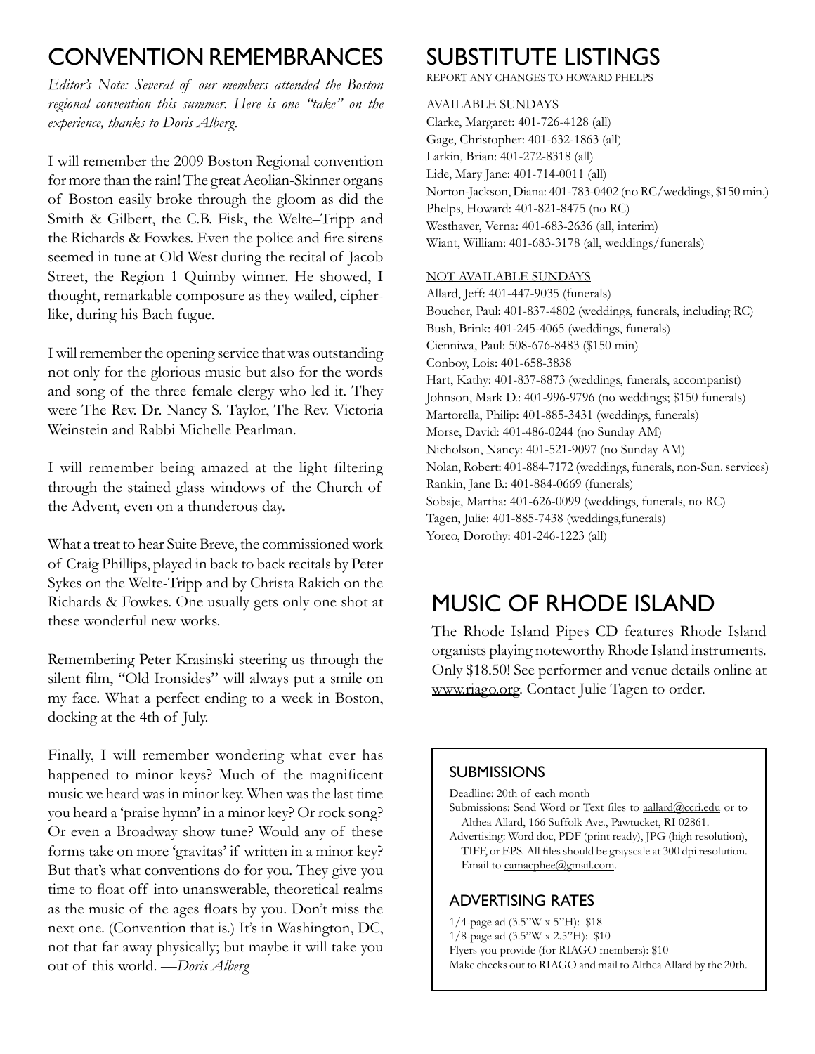# CONVENTION REMEMBRANCES

*Editor's Note: Several of our members attended the Boston regional convention this summer. Here is one "take" on the experience, thanks to Doris Alberg.*

I will remember the 2009 Boston Regional convention for more than the rain! The great Aeolian-Skinner organs of Boston easily broke through the gloom as did the Smith & Gilbert, the C.B. Fisk, the Welte–Tripp and the Richards & Fowkes. Even the police and fire sirens seemed in tune at Old West during the recital of Jacob Street, the Region 1 Quimby winner. He showed, I thought, remarkable composure as they wailed, cipher-like, during his Bach fugue.

I will remember the opening service that was outstanding not only for the glorious music but also for the words and song of the three female clergy who led it. They were The Rev. Dr. Nancy S. Taylor, The Rev. Victoria Weinstein and Rabbi Michelle Pearlman.

I will remember being amazed at the light filtering through the stained glass windows of the Church of the Advent, even on a thunderous day.

What a treat to hear Suite Breve, the commissioned work of Craig Phillips, played in back to back recitals by Peter Sykes on the Welte-Tripp and by Christa Rakich on the Richards & Fowkes. One usually gets only one shot at these wonderful new works.

Remembering Peter Krasinski steering us through the silent film, "Old Ironsides" will always put a smile on my face. What a perfect ending to a week in Boston, docking at the 4th of July.

Finally, I will remember wondering what ever has happened to minor keys? Much of the magnificent music we heard was in minor key. When was the last time you heard a 'praise hymn' in a minor key? Or rock song? Or even a Broadway show tune? Would any of these forms take on more 'gravitas' if written in a minor key? But that's what conventions do for you. They give you time to float off into unanswerable, theoretical realms as the music of the ages floats by you. Don't miss the next one. (Convention that is.) It's in Washington, DC, not that far away physically; but maybe it will take you out of this world. —*Doris Alberg*

# SUBSTITUTE LISTINGS

REPORT ANY CHANGES TO HOWARD PHELPS

AVAILABLE SUNDAYS

Clarke, Margaret: 401-726-4128 (all)
Gage, Christopher: 401-632-1863 (all)
Larkin, Brian: 401-272-8318 (all)
Lide, Mary Jane: 401-714-0011 (all)
Norton-Jackson, Diana: 401-783-0402 (no RC/weddings, $150 min.)
Phelps, Howard: 401-821-8475 (no RC)
Westhaver, Verna: 401-683-2636 (all, interim)
Wiant, William: 401-683-3178 (all, weddings/funerals)

NOT AVAILABLE SUNDAYS

Allard, Jeff: 401-447-9035 (funerals)
Boucher, Paul: 401-837-4802 (weddings, funerals, including RC)
Bush, Brink: 401-245-4065 (weddings, funerals)
Cienniwa, Paul: 508-676-8483 ($150 min)
Conboy, Lois: 401-658-3838
Hart, Kathy: 401-837-8873 (weddings, funerals, accompanist)
Johnson, Mark D.: 401-996-9796 (no weddings; $150 funerals)
Martorella, Philip: 401-885-3431 (weddings, funerals)
Morse, David: 401-486-0244 (no Sunday AM)
Nicholson, Nancy: 401-521-9097 (no Sunday AM)
Nolan, Robert: 401-884-7172 (weddings, funerals, non-Sun. services)
Rankin, Jane B.: 401-884-0669 (funerals)
Sobaje, Martha: 401-626-0099 (weddings, funerals, no RC)
Tagen, Julie: 401-885-7438 (weddings,funerals)
Yoreo, Dorothy: 401-246-1223 (all)

# MUSIC OF RHODE ISLAND

The Rhode Island Pipes CD features Rhode Island organists playing noteworthy Rhode Island instruments. Only $18.50! See performer and venue details online at www.riago.org. Contact Julie Tagen to order.

## SUBMISSIONS

Deadline: 20th of each month
Submissions: Send Word or Text files to aallard@ccri.edu or to Althea Allard, 166 Suffolk Ave., Pawtucket, RI 02861.
Advertising: Word doc, PDF (print ready), JPG (high resolution), TIFF, or EPS. All files should be grayscale at 300 dpi resolution. Email to camacphee@gmail.com.

## ADVERTISING RATES

1/4-page ad (3.5"W x 5"H): $18
1/8-page ad (3.5"W x 2.5"H): $10
Flyers you provide (for RIAGO members): $10
Make checks out to RIAGO and mail to Althea Allard by the 20th.